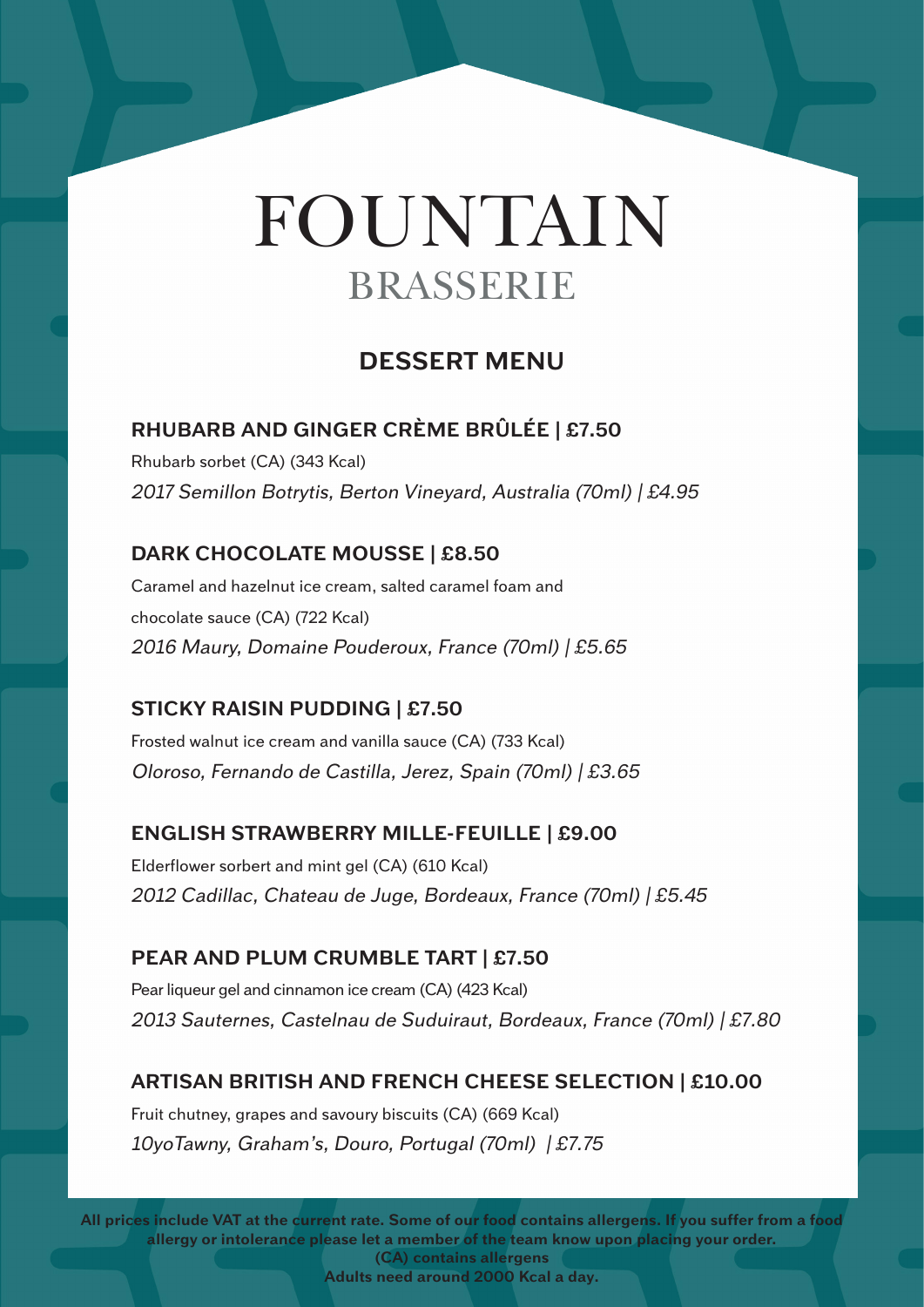# FOUNTAIN

## BRASSERIE

## DESSERT MENU

### RHUBARB AND GINGER CRÈME BRÛLÉE | £7.50

Rhubarb sorbet (CA) (343 Kcal)

*2017 Semillon Botrytis, Berton Vineyard, Australia (70ml) | £4.95*

### DARK CHOCOLATE MOUSSE | £8.50

Caramel and hazelnut ice cream, salted caramel foam and chocolate sauce (CA) (722 Kcal)

*2016 Maury, Domaine Pouderoux, France (70ml) | £5.65*

### STICKY RAISIN PUDDING | £7.50

Frosted walnut ice cream and vanilla sauce (CA) (733 Kcal)

*Oloroso, Fernando de Castilla, Jerez, Spain (70ml) | £3.65*

### ENGLISH STRAWBERRY MILLE-FEUILLE | £9.00

Elderflower sorbert and mint gel (CA) (610 Kcal)

*2012 Cadillac, Chateau de Juge, Bordeaux, France (70ml) | £5.45*

### PEAR AND PLUM CRUMBLE TART | £7.50

Pear liqueur gel and cinnamon ice cream (CA) (423 Kcal)

*2013 Sauternes, Castelnau de Suduiraut, Bordeaux, France (70ml) | £7.80*

### ARTISAN BRITISH AND FRENCH CHEESE SELECTION | £10.00

Fruit chutney, grapes and savoury biscuits (CA) (669 Kcal)

*10yoTawny, Graham's, Douro, Portugal (70ml) | £7.75*

**All prices include VAT at the current rate. Some of our food contains allergens. If you suffer from a food allergy or intolerance please let a member of the team know upon placing your order.**
**(CA) contains allergens**
**Adults need around 2000 Kcal a day.**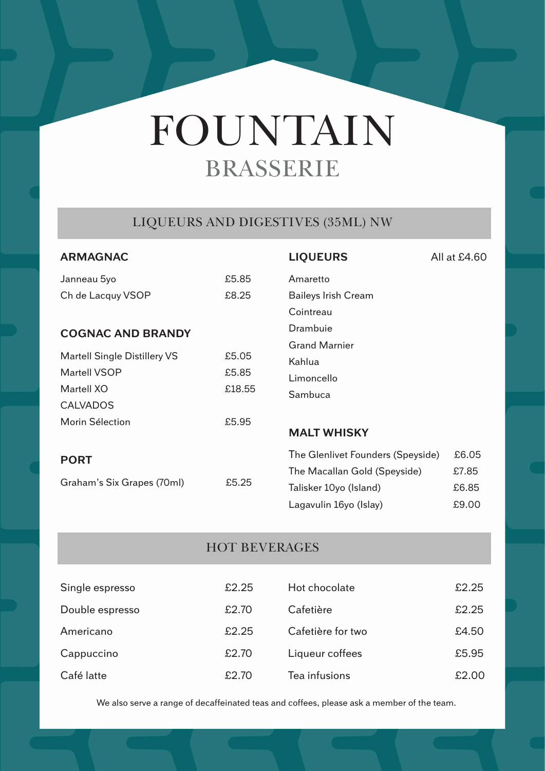# FOUNTAIN
## BRASSERIE

## LIQUEURS AND DIGESTIVES (35ML) NW

### ARMAGNAC

| | |
|---|---|
| Janneau 5yo | £5.85 |
| Ch de Lacquy VSOP | £8.25 |

### COGNAC AND BRANDY

| | |
|---|---|
| Martell Single Distillery VS | £5.05 |
| Martell VSOP | £5.85 |
| Martell XO | £18.55 |
| CALVADOS | |
| Morin Sélection | £5.95 |

### PORT

| | |
|---|---|
| Graham's Six Grapes (70ml) | £5.25 |

### LIQUEURS

All at £4.60

Amaretto
Baileys Irish Cream
Cointreau
Drambuie
Grand Marnier
Kahlua
Limoncello
Sambuca

### MALT WHISKY

| | |
|---|---|
| The Glenlivet Founders (Speyside) | £6.05 |
| The Macallan Gold (Speyside) | £7.85 |
| Talisker 10yo (Island) | £6.85 |
| Lagavulin 16yo (Islay) | £9.00 |

## HOT BEVERAGES

| | |
|---|---|
| Single espresso | £2.25 |
| Double espresso | £2.70 |
| Americano | £2.25 |
| Cappuccino | £2.70 |
| Café latte | £2.70 |
| Hot chocolate | £2.25 |
| Cafetière | £2.25 |
| Cafetière for two | £4.50 |
| Liqueur coffees | £5.95 |
| Tea infusions | £2.00 |

We also serve a range of decaffeinated teas and coffees, please ask a member of the team.